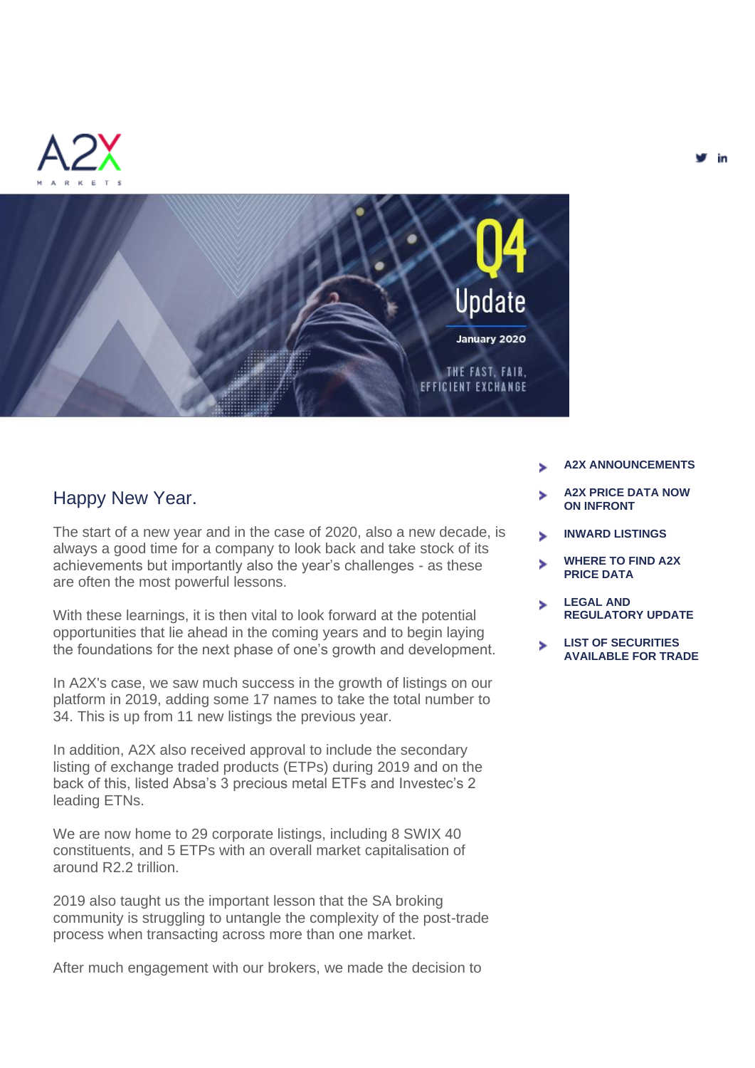A2X MARKETS

# Q4 Update

January 2020

THE FAST, FAIR, EFFICIENT EXCHANGE

- **A2X ANNOUNCEMENTS**
- **A2X PRICE DATA NOW ON INFRONT**
- **INWARD LISTINGS**
- **WHERE TO FIND A2X PRICE DATA**
- **LEGAL AND REGULATORY UPDATE**
- **LIST OF SECURITIES AVAILABLE FOR TRADE**

## Happy New Year.

The start of a new year and in the case of 2020, also a new decade, is always a good time for a company to look back and take stock of its achievements but importantly also the year's challenges - as these are often the most powerful lessons.

With these learnings, it is then vital to look forward at the potential opportunities that lie ahead in the coming years and to begin laying the foundations for the next phase of one's growth and development.

In A2X's case, we saw much success in the growth of listings on our platform in 2019, adding some 17 names to take the total number to 34. This is up from 11 new listings the previous year.

In addition, A2X also received approval to include the secondary listing of exchange traded products (ETPs) during 2019 and on the back of this, listed Absa's 3 precious metal ETFs and Investec's 2 leading ETNs.

We are now home to 29 corporate listings, including 8 SWIX 40 constituents, and 5 ETPs with an overall market capitalisation of around R2.2 trillion.

2019 also taught us the important lesson that the SA broking community is struggling to untangle the complexity of the post-trade process when transacting across more than one market.

After much engagement with our brokers, we made the decision to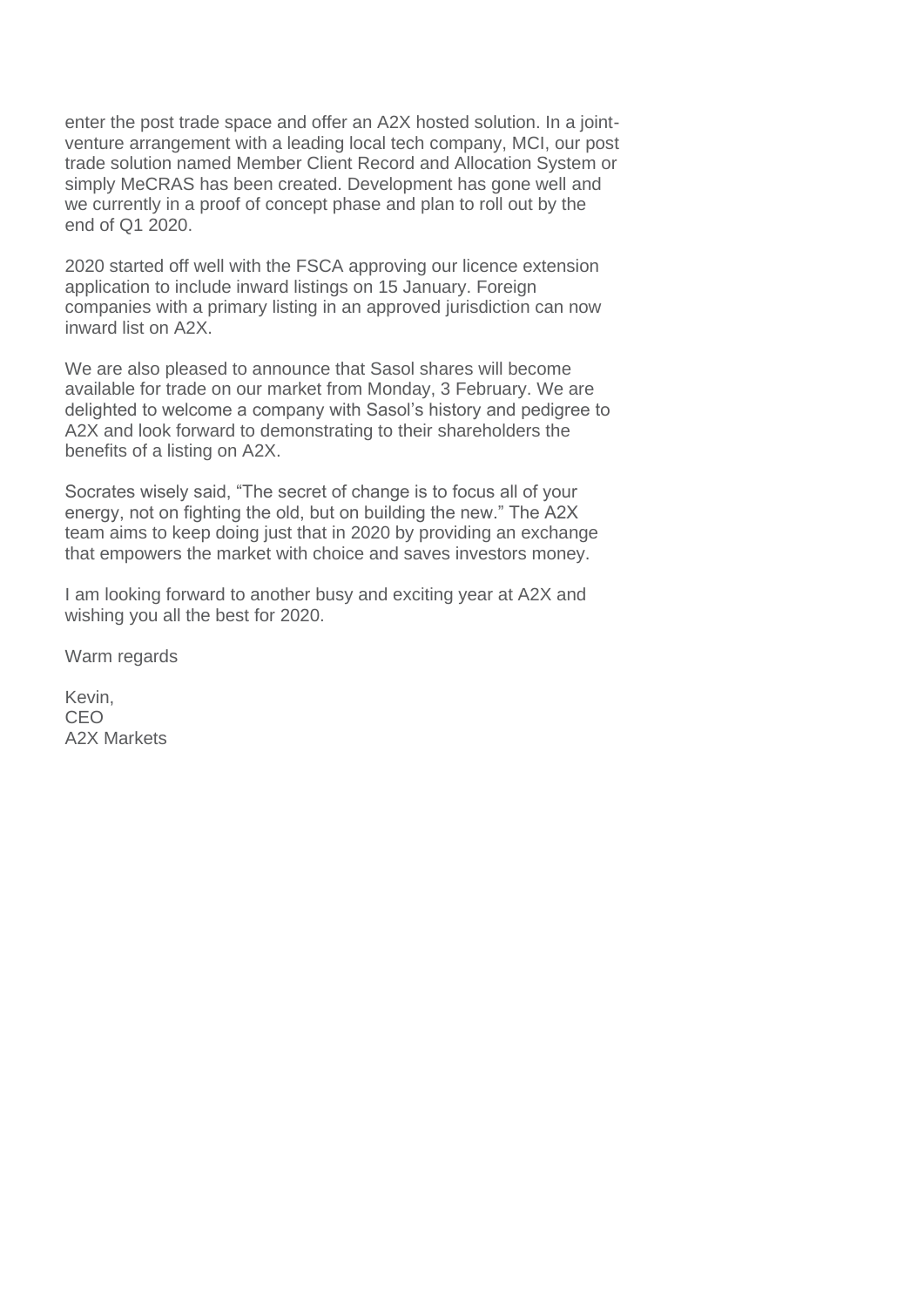enter the post trade space and offer an A2X hosted solution. In a joint-venture arrangement with a leading local tech company, MCI, our post trade solution named Member Client Record and Allocation System or simply MeCRAS has been created. Development has gone well and we currently in a proof of concept phase and plan to roll out by the end of Q1 2020.

2020 started off well with the FSCA approving our licence extension application to include inward listings on 15 January. Foreign companies with a primary listing in an approved jurisdiction can now inward list on A2X.

We are also pleased to announce that Sasol shares will become available for trade on our market from Monday, 3 February. We are delighted to welcome a company with Sasol's history and pedigree to A2X and look forward to demonstrating to their shareholders the benefits of a listing on A2X.

Socrates wisely said, "The secret of change is to focus all of your energy, not on fighting the old, but on building the new." The A2X team aims to keep doing just that in 2020 by providing an exchange that empowers the market with choice and saves investors money.

I am looking forward to another busy and exciting year at A2X and wishing you all the best for 2020.

Warm regards

Kevin,  
CEO  
A2X Markets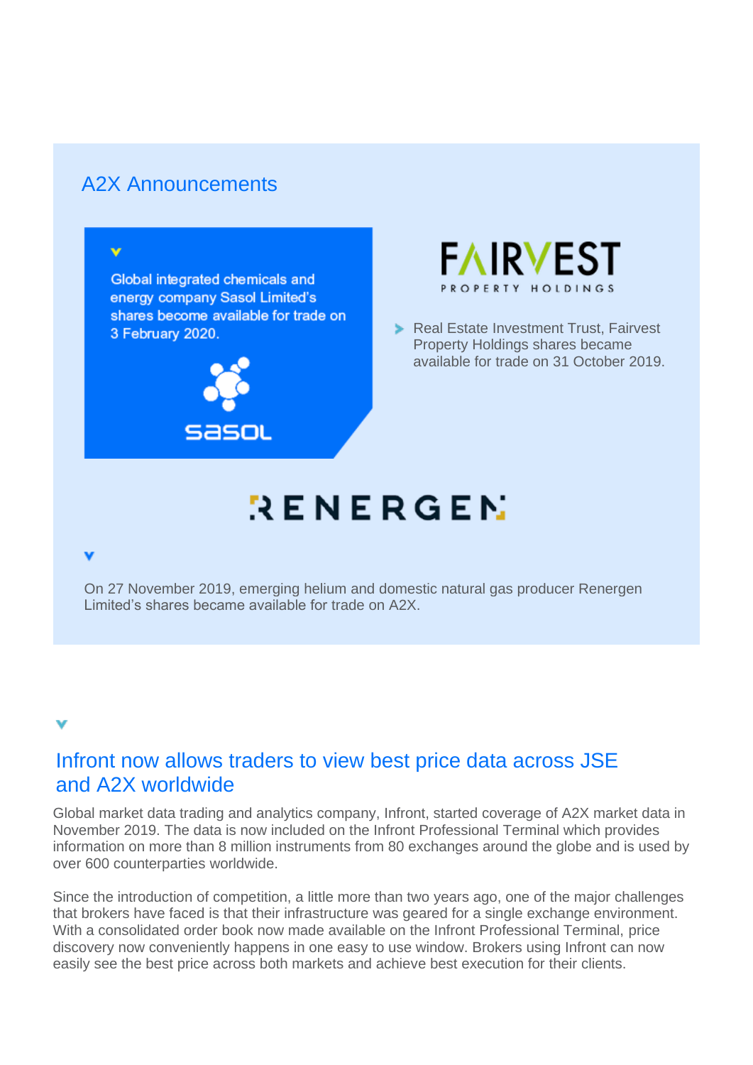## A2X Announcements

Global integrated chemicals and energy company Sasol Limited's shares become available for trade on 3 February 2020.

Real Estate Investment Trust, Fairvest Property Holdings shares became available for trade on 31 October 2019.

On 27 November 2019, emerging helium and domestic natural gas producer Renergen Limited's shares became available for trade on A2X.

## Infront now allows traders to view best price data across JSE and A2X worldwide

Global market data trading and analytics company, Infront, started coverage of A2X market data in November 2019. The data is now included on the Infront Professional Terminal which provides information on more than 8 million instruments from 80 exchanges around the globe and is used by over 600 counterparties worldwide.

Since the introduction of competition, a little more than two years ago, one of the major challenges that brokers have faced is that their infrastructure was geared for a single exchange environment. With a consolidated order book now made available on the Infront Professional Terminal, price discovery now conveniently happens in one easy to use window. Brokers using Infront can now easily see the best price across both markets and achieve best execution for their clients.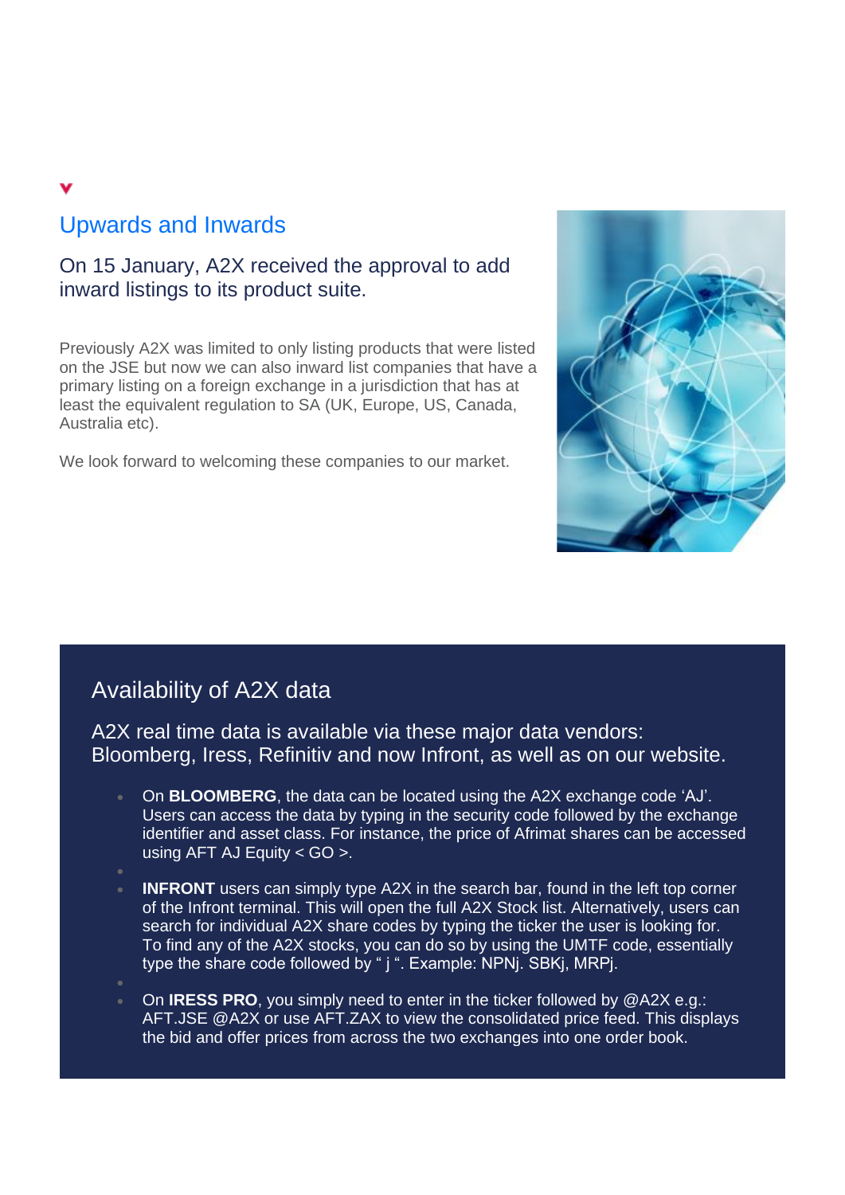## Upwards and Inwards

### On 15 January, A2X received the approval to add inward listings to its product suite.

Previously A2X was limited to only listing products that were listed on the JSE but now we can also inward list companies that have a primary listing on a foreign exchange in a jurisdiction that has at least the equivalent regulation to SA (UK, Europe, US, Canada, Australia etc).

We look forward to welcoming these companies to our market.

## Availability of A2X data

### A2X real time data is available via these major data vendors: Bloomberg, Iress, Refinitiv and now Infront, as well as on our website.

- On **BLOOMBERG**, the data can be located using the A2X exchange code ‘AJ’. Users can access the data by typing in the security code followed by the exchange identifier and asset class. For instance, the price of Afrimat shares can be accessed using AFT AJ Equity < GO >.
- **INFRONT** users can simply type A2X in the search bar, found in the left top corner of the Infront terminal. This will open the full A2X Stock list. Alternatively, users can search for individual A2X share codes by typing the ticker the user is looking for. To find any of the A2X stocks, you can do so by using the UMTF code, essentially type the share code followed by “ j “. Example: NPNj. SBKj, MRPj.
- On **IRESS PRO**, you simply need to enter in the ticker followed by @A2X e.g.: AFT.JSE @A2X or use AFT.ZAX to view the consolidated price feed. This displays the bid and offer prices from across the two exchanges into one order book.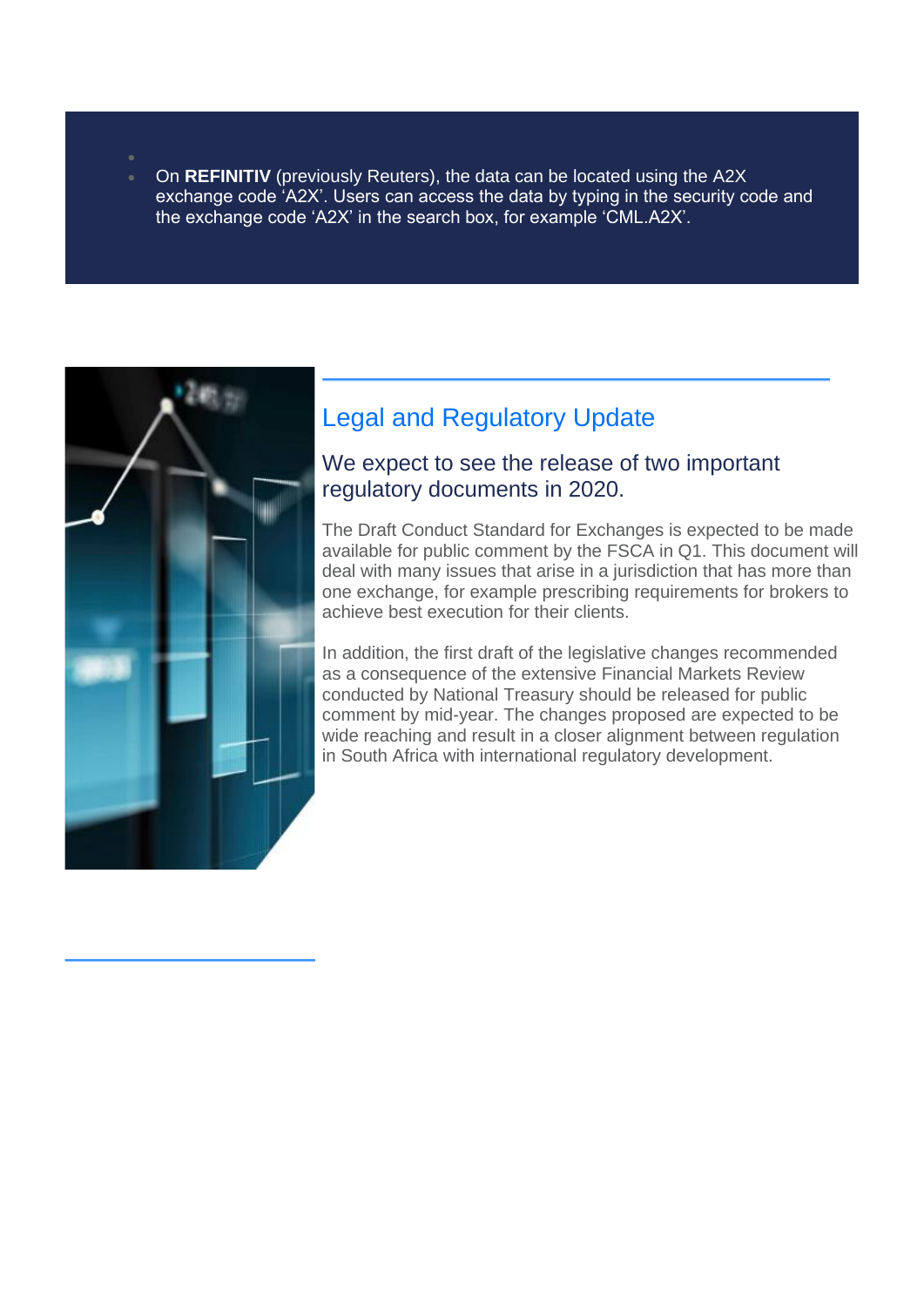- On **REFINITIV** (previously Reuters), the data can be located using the A2X exchange code 'A2X'. Users can access the data by typing in the security code and the exchange code 'A2X' in the search box, for example 'CML.A2X'.

## Legal and Regulatory Update

### We expect to see the release of two important regulatory documents in 2020.

The Draft Conduct Standard for Exchanges is expected to be made available for public comment by the FSCA in Q1. This document will deal with many issues that arise in a jurisdiction that has more than one exchange, for example prescribing requirements for brokers to achieve best execution for their clients.

In addition, the first draft of the legislative changes recommended as a consequence of the extensive Financial Markets Review conducted by National Treasury should be released for public comment by mid-year. The changes proposed are expected to be wide reaching and result in a closer alignment between regulation in South Africa with international regulatory development.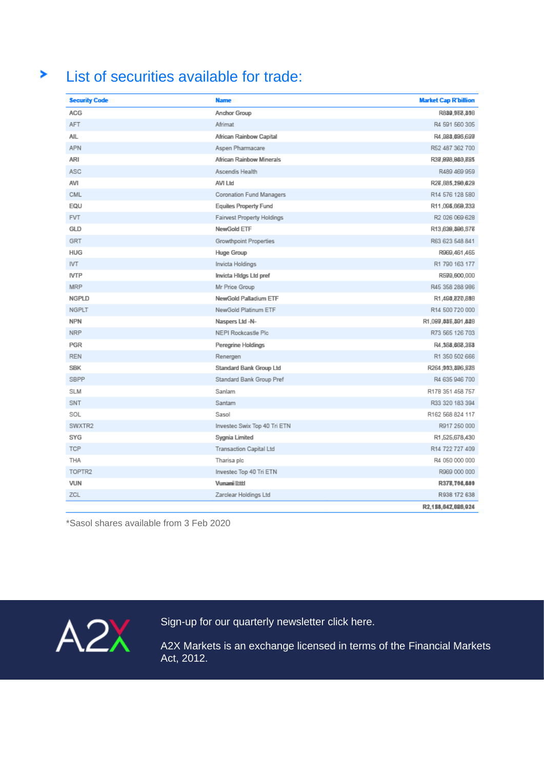## List of securities available for trade:

| Security Code | Name | Market Cap R'billion |
|---|---|---|
| ACG | Anchor Group | R833,958,308 |
| AFT | Afrimat | R4 591 560 305 |
| AIL | African Rainbow Capital | R4,088,895,698 |
| APN | Aspen Pharmacare | R52 487 362 700 |
| ARI | African Rainbow Minerals | R38,898,883,885 |
| ASC | Ascendis Health | R489 469 959 |
| AVI | AVI Ltd | R26,885,298,829 |
| CML | Coronation Fund Managers | R14 576 128 580 |
| EQU | Equites Property Fund | R11,095,869,333 |
| FVT | Fairvest Property Holdings | R2 026 069 628 |
| GLD | NewGold ETF | R13,839,888,576 |
| GRT | Growthpoint Properties | R63 623 548 841 |
| HUG | Huge Group | R969,461,465 |
| IVT | Invicta Holdings | R1 790 163 177 |
| IVTP | Invicta Hldgs Ltd pref | R590,600,000 |
| MRP | Mr Price Group | R45 358 288 986 |
| NGPLD | NewGold Palladium ETF | R1,498,820,898 |
| NGPLT | NewGold Platinum ETF | R14 500 720 000 |
| NPN | Naspers Ltd -N- | R1,099,835,391,838 |
| NRP | NEPI Rockcastle Plc | R73 565 126 703 |
| PGR | Peregrine Holdings | R4,358,868,358 |
| REN | Renergen | R1 350 502 666 |
| SBK | Standard Bank Group Ltd | R264,903,396,838 |
| SBPP | Standard Bank Group Pref | R4 635 946 700 |
| SLM | Sanlam | R178 351 458 757 |
| SNT | Santam | R33 320 183 394 |
| SOL | Sasol | R162 568 824 117 |
| SWXTR2 | Investec Swix Top 40 Tri ETN | R917 250 000 |
| SYG | Sygnia Limited | R1,525,678,430 |
| TCP | Transaction Capital Ltd | R14 722 727 409 |
| THA | Tharisa plc | R4 050 000 000 |
| TOPTR2 | Investec Top 40 Tri ETN | R969 000 000 |
| VUN | Vunani Ltd | R378,766,880 |
| ZCL | Zarclear Holdings Ltd | R938 172 638 |
| | | R2,158,642,886,924 |

*Sasol shares available from 3 Feb 2020

A2X

Sign-up for our quarterly newsletter click here.

A2X Markets is an exchange licensed in terms of the Financial Markets Act, 2012.